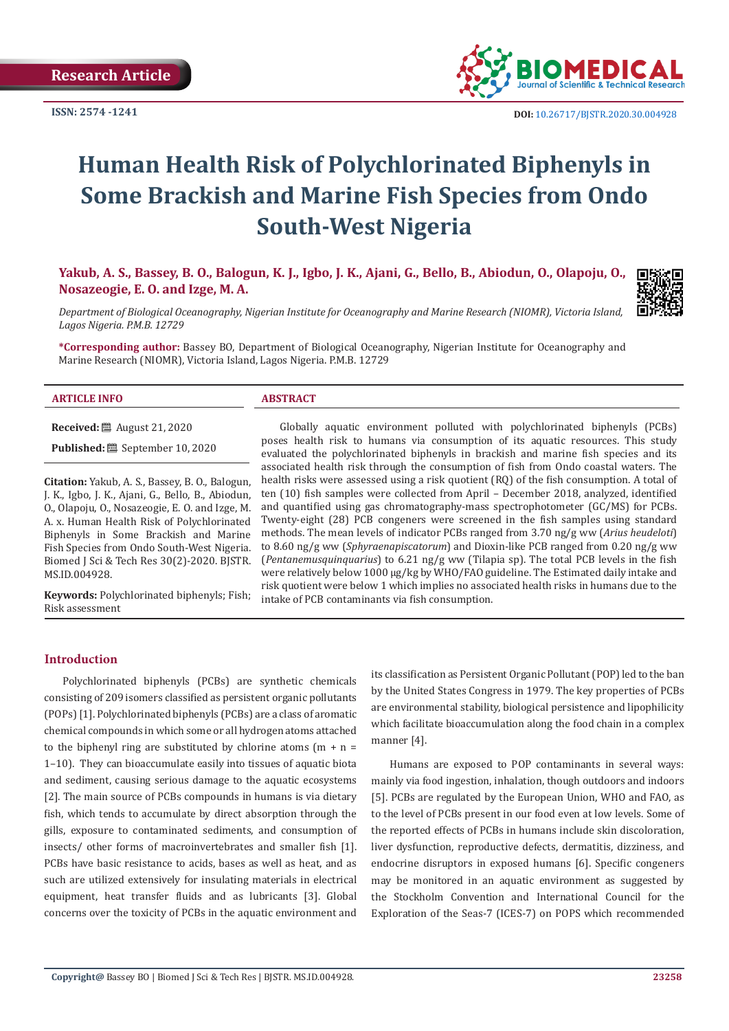Research Article

ISSN: 2574 -1241

DOI: 10.26717/BJSTR.2020.30.004928

# Human Health Risk of Polychlorinated Biphenyls in Some Brackish and Marine Fish Species from Ondo South-West Nigeria

**Yakub, A. S., Bassey, B. O., Balogun, K. J., Igbo, J. K., Ajani, G., Bello, B., Abiodun, O., Olapoju, O., Nosazeogie, E. O. and Izge, M. A.**

*Department of Biological Oceanography, Nigerian Institute for Oceanography and Marine Research (NIOMR), Victoria Island, Lagos Nigeria. P.M.B. 12729*

**\*Corresponding author:** Bassey BO, Department of Biological Oceanography, Nigerian Institute for Oceanography and Marine Research (NIOMR), Victoria Island, Lagos Nigeria. P.M.B. 12729

### ARTICLE INFO

**Received:** August 21, 2020

**Published:** September 10, 2020

**Citation:** Yakub, A. S., Bassey, B. O., Balogun, J. K., Igbo, J. K., Ajani, G., Bello, B., Abiodun, O., Olapoju, O., Nosazeogie, E. O. and Izge, M. A. x. Human Health Risk of Polychlorinated Biphenyls in Some Brackish and Marine Fish Species from Ondo South-West Nigeria. Biomed J Sci & Tech Res 30(2)-2020. BJSTR. MS.ID.004928.

**Keywords:** Polychlorinated biphenyls; Fish; Risk assessment

### ABSTRACT

Globally aquatic environment polluted with polychlorinated biphenyls (PCBs) poses health risk to humans via consumption of its aquatic resources. This study evaluated the polychlorinated biphenyls in brackish and marine fish species and its associated health risk through the consumption of fish from Ondo coastal waters. The health risks were assessed using a risk quotient (RQ) of the fish consumption. A total of ten (10) fish samples were collected from April – December 2018, analyzed, identified and quantified using gas chromatography-mass spectrophotometer (GC/MS) for PCBs. Twenty-eight (28) PCB congeners were screened in the fish samples using standard methods. The mean levels of indicator PCBs ranged from 3.70 ng/g ww (*Arius heudeloti*) to 8.60 ng/g ww (*Sphyraenapiscatorum*) and Dioxin-like PCB ranged from 0.20 ng/g ww (*Pentanemusquinquarius*) to 6.21 ng/g ww (Tilapia sp). The total PCB levels in the fish were relatively below 1000 µg/kg by WHO/FAO guideline. The Estimated daily intake and risk quotient were below 1 which implies no associated health risks in humans due to the intake of PCB contaminants via fish consumption.

## Introduction

Polychlorinated biphenyls (PCBs) are synthetic chemicals consisting of 209 isomers classified as persistent organic pollutants (POPs) [1]. Polychlorinated biphenyls (PCBs) are a class of aromatic chemical compounds in which some or all hydrogen atoms attached to the biphenyl ring are substituted by chlorine atoms (m + n = 1–10). They can bioaccumulate easily into tissues of aquatic biota and sediment, causing serious damage to the aquatic ecosystems [2]. The main source of PCBs compounds in humans is via dietary fish, which tends to accumulate by direct absorption through the gills, exposure to contaminated sediments, and consumption of insects/ other forms of macroinvertebrates and smaller fish [1]. PCBs have basic resistance to acids, bases as well as heat, and as such are utilized extensively for insulating materials in electrical equipment, heat transfer fluids and as lubricants [3]. Global concerns over the toxicity of PCBs in the aquatic environment and its classification as Persistent Organic Pollutant (POP) led to the ban by the United States Congress in 1979. The key properties of PCBs are environmental stability, biological persistence and lipophilicity which facilitate bioaccumulation along the food chain in a complex manner [4].

Humans are exposed to POP contaminants in several ways: mainly via food ingestion, inhalation, though outdoors and indoors [5]. PCBs are regulated by the European Union, WHO and FAO, as to the level of PCBs present in our food even at low levels. Some of the reported effects of PCBs in humans include skin discoloration, liver dysfunction, reproductive defects, dermatitis, dizziness, and endocrine disruptors in exposed humans [6]. Specific congeners may be monitored in an aquatic environment as suggested by the Stockholm Convention and International Council for the Exploration of the Seas-7 (ICES-7) on POPS which recommended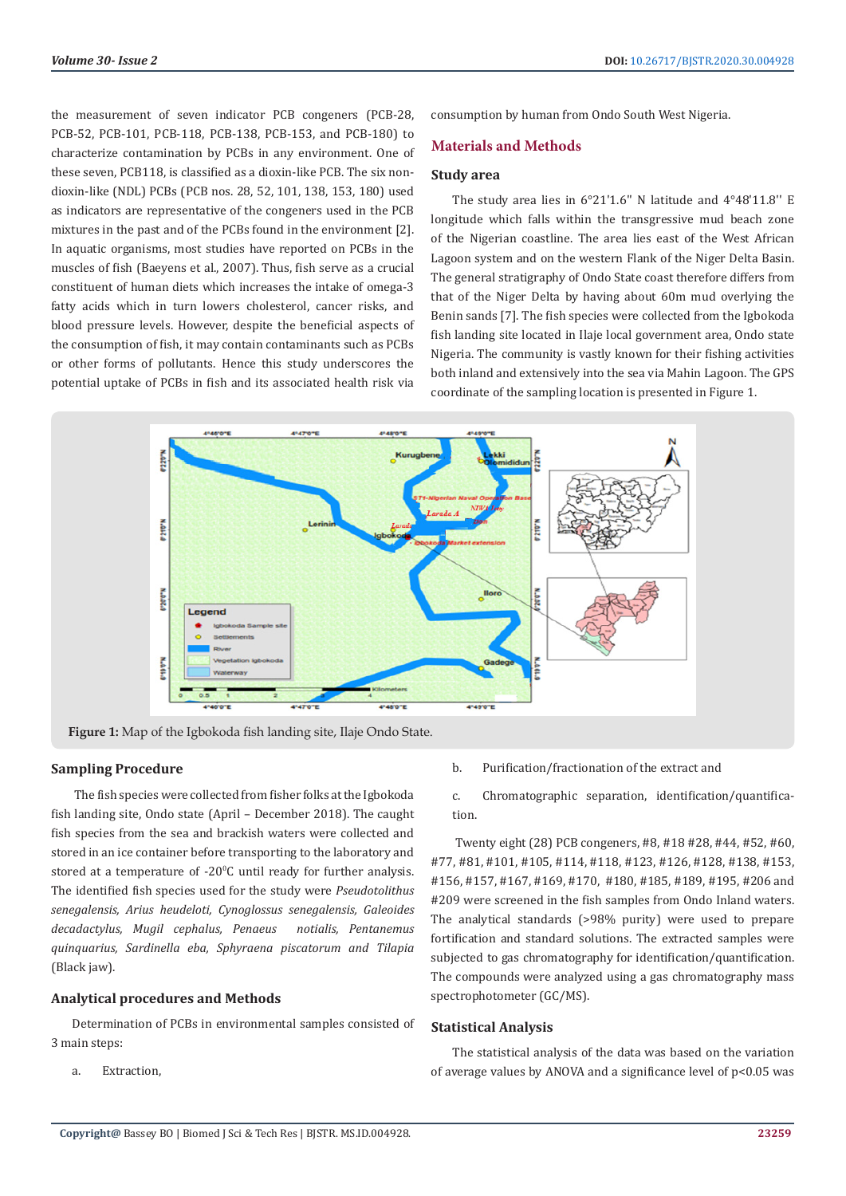the measurement of seven indicator PCB congeners (PCB-28, PCB-52, PCB-101, PCB-118, PCB-138, PCB-153, and PCB-180) to characterize contamination by PCBs in any environment. One of these seven, PCB118, is classified as a dioxin-like PCB. The six non-dioxin-like (NDL) PCBs (PCB nos. 28, 52, 101, 138, 153, 180) used as indicators are representative of the congeners used in the PCB mixtures in the past and of the PCBs found in the environment [2]. In aquatic organisms, most studies have reported on PCBs in the muscles of fish (Baeyens et al., 2007). Thus, fish serve as a crucial constituent of human diets which increases the intake of omega-3 fatty acids which in turn lowers cholesterol, cancer risks, and blood pressure levels. However, despite the beneficial aspects of the consumption of fish, it may contain contaminants such as PCBs or other forms of pollutants. Hence this study underscores the potential uptake of PCBs in fish and its associated health risk via consumption by human from Ondo South West Nigeria.

## Materials and Methods

### Study area

The study area lies in 6°21'1.6" N latitude and 4°48'11.8'' E longitude which falls within the transgressive mud beach zone of the Nigerian coastline. The area lies east of the West African Lagoon system and on the western Flank of the Niger Delta Basin. The general stratigraphy of Ondo State coast therefore differs from that of the Niger Delta by having about 60m mud overlying the Benin sands [7]. The fish species were collected from the Igbokoda fish landing site located in Ilaje local government area, Ondo state Nigeria. The community is vastly known for their fishing activities both inland and extensively into the sea via Mahin Lagoon. The GPS coordinate of the sampling location is presented in Figure 1.

**Figure 1:** Map of the Igbokoda fish landing site, Ilaje Ondo State.

### Sampling Procedure

The fish species were collected from fisher folks at the Igbokoda fish landing site, Ondo state (April – December 2018). The caught fish species from the sea and brackish waters were collected and stored in an ice container before transporting to the laboratory and stored at a temperature of -20$^{0}$C until ready for further analysis. The identified fish species used for the study were *Pseudotolithus senegalensis, Arius heudeloti, Cynoglossus senegalensis, Galeoides decadactylus, Mugil cephalus, Penaeus notialis, Pentanemus quinquarius, Sardinella eba, Sphyraena piscatorum and Tilapia* (Black jaw).

### Analytical procedures and Methods

Determination of PCBs in environmental samples consisted of 3 main steps:

a. Extraction,

b. Purification/fractionation of the extract and

c. Chromatographic separation, identification/quantification.

Twenty eight (28) PCB congeners, #8, #18 #28, #44, #52, #60, #77, #81, #101, #105, #114, #118, #123, #126, #128, #138, #153, #156, #157, #167, #169, #170, #180, #185, #189, #195, #206 and #209 were screened in the fish samples from Ondo Inland waters. The analytical standards (>98% purity) were used to prepare fortification and standard solutions. The extracted samples were subjected to gas chromatography for identification/quantification. The compounds were analyzed using a gas chromatography mass spectrophotometer (GC/MS).

### Statistical Analysis

The statistical analysis of the data was based on the variation of average values by ANOVA and a significance level of $p<0.05$ was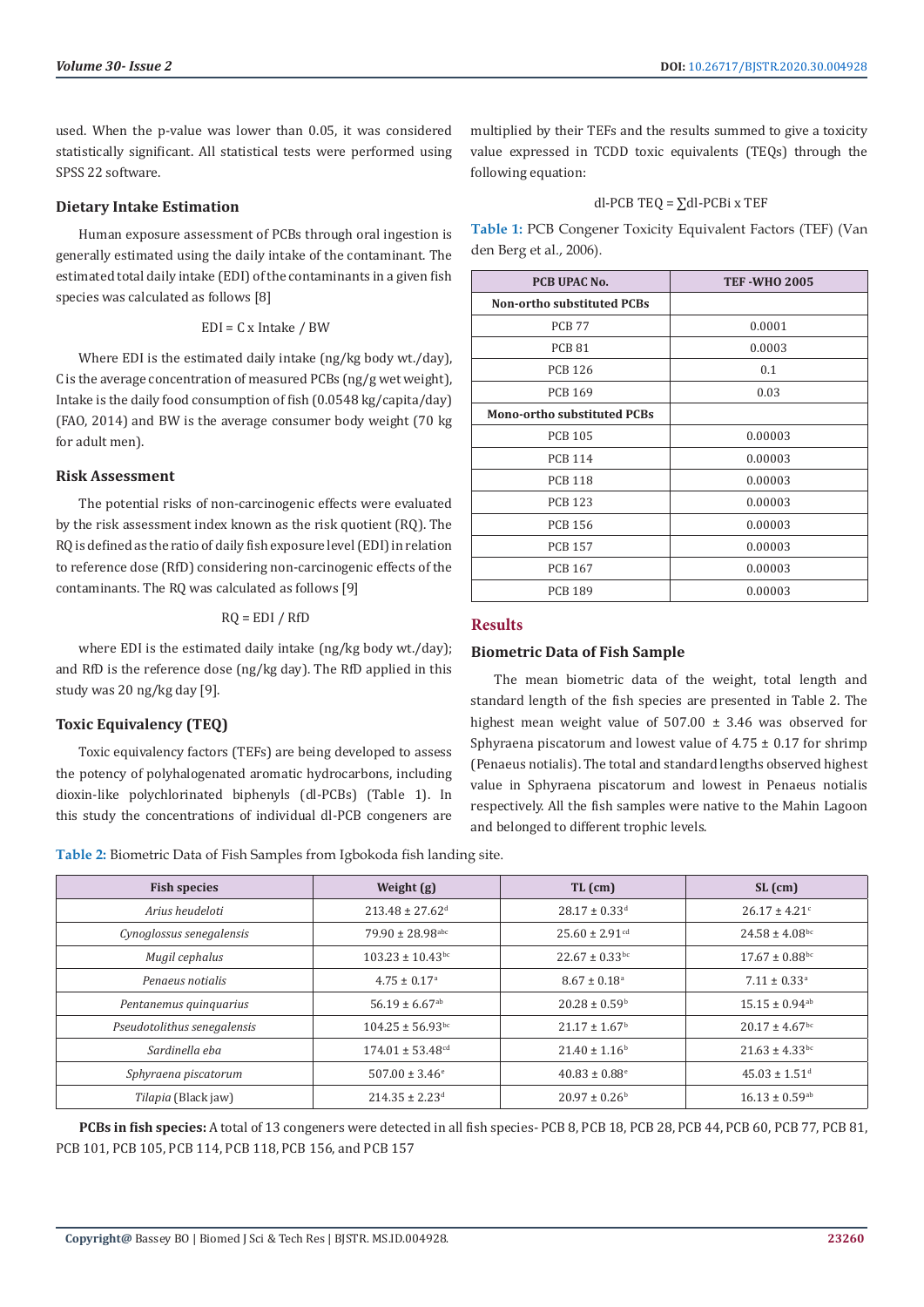used. When the p-value was lower than 0.05, it was considered statistically significant. All statistical tests were performed using SPSS 22 software.

### Dietary Intake Estimation

Human exposure assessment of PCBs through oral ingestion is generally estimated using the daily intake of the contaminant. The estimated total daily intake (EDI) of the contaminants in a given fish species was calculated as follows [8]

$$EDI = C \times Intake / BW$$

Where EDI is the estimated daily intake (ng/kg body wt./day), C is the average concentration of measured PCBs (ng/g wet weight), Intake is the daily food consumption of fish (0.0548 kg/capita/day) (FAO, 2014) and BW is the average consumer body weight (70 kg for adult men).

### Risk Assessment

The potential risks of non-carcinogenic effects were evaluated by the risk assessment index known as the risk quotient (RQ). The RQ is defined as the ratio of daily fish exposure level (EDI) in relation to reference dose (RfD) considering non-carcinogenic effects of the contaminants. The RQ was calculated as follows [9]

$$RQ = EDI / RfD$$

where EDI is the estimated daily intake (ng/kg body wt./day); and RfD is the reference dose (ng/kg day). The RfD applied in this study was 20 ng/kg day [9].

### Toxic Equivalency (TEQ)

Toxic equivalency factors (TEFs) are being developed to assess the potency of polyhalogenated aromatic hydrocarbons, including dioxin-like polychlorinated biphenyls (dl-PCBs) (Table 1). In this study the concentrations of individual dl-PCB congeners are multiplied by their TEFs and the results summed to give a toxicity value expressed in TCDD toxic equivalents (TEQs) through the following equation:

$$\text{dl-PCB TEQ} = \sum \text{dl-PCBi} \times TEF$$

**Table 1:** PCB Congener Toxicity Equivalent Factors (TEF) (Van den Berg et al., 2006).

| PCB UPAC No. | TEF -WHO 2005 |
|---|---|
| **Non-ortho substituted PCBs** | |
| PCB 77 | 0.0001 |
| PCB 81 | 0.0003 |
| PCB 126 | 0.1 |
| PCB 169 | 0.03 |
| **Mono-ortho substituted PCBs** | |
| PCB 105 | 0.00003 |
| PCB 114 | 0.00003 |
| PCB 118 | 0.00003 |
| PCB 123 | 0.00003 |
| PCB 156 | 0.00003 |
| PCB 157 | 0.00003 |
| PCB 167 | 0.00003 |
| PCB 189 | 0.00003 |

## Results

### Biometric Data of Fish Sample

The mean biometric data of the weight, total length and standard length of the fish species are presented in Table 2. The highest mean weight value of 507.00 ± 3.46 was observed for Sphyraena piscatorum and lowest value of 4.75 ± 0.17 for shrimp (Penaeus notialis). The total and standard lengths observed highest value in Sphyraena piscatorum and lowest in Penaeus notialis respectively. All the fish samples were native to the Mahin Lagoon and belonged to different trophic levels.

**Table 2:** Biometric Data of Fish Samples from Igbokoda fish landing site.

| Fish species | Weight (g) | TL (cm) | SL (cm) |
|---|---|---|---|
| *Arius heudeloti* | 213.48 ± 27.62[d] | 28.17 ± 0.33[d] | 26.17 ± 4.21[c] |
| *Cynoglossus senegalensis* | 79.90 ± 28.98[abc] | 25.60 ± 2.91[cd] | 24.58 ± 4.08[bc] |
| *Mugil cephalus* | 103.23 ± 10.43[bc] | 22.67 ± 0.33[bc] | 17.67 ± 0.88[bc] |
| *Penaeus notialis* | 4.75 ± 0.17[a] | 8.67 ± 0.18[a] | 7.11 ± 0.33[a] |
| *Pentanemus quinquarius* | 56.19 ± 6.67[ab] | 20.28 ± 0.59[b] | 15.15 ± 0.94[ab] |
| *Pseudotolithus senegalensis* | 104.25 ± 56.93[bc] | 21.17 ± 1.67[b] | 20.17 ± 4.67[bc] |
| *Sardinella eba* | 174.01 ± 53.48[cd] | 21.40 ± 1.16[b] | 21.63 ± 4.33[bc] |
| *Sphyraena piscatorum* | 507.00 ± 3.46[e] | 40.83 ± 0.88[e] | 45.03 ± 1.51[d] |
| *Tilapia* (Black jaw) | 214.35 ± 2.23[d] | 20.97 ± 0.26[b] | 16.13 ± 0.59[ab] |

**PCBs in fish species:** A total of 13 congeners were detected in all fish species- PCB 8, PCB 18, PCB 28, PCB 44, PCB 60, PCB 77, PCB 81, PCB 101, PCB 105, PCB 114, PCB 118, PCB 156, and PCB 157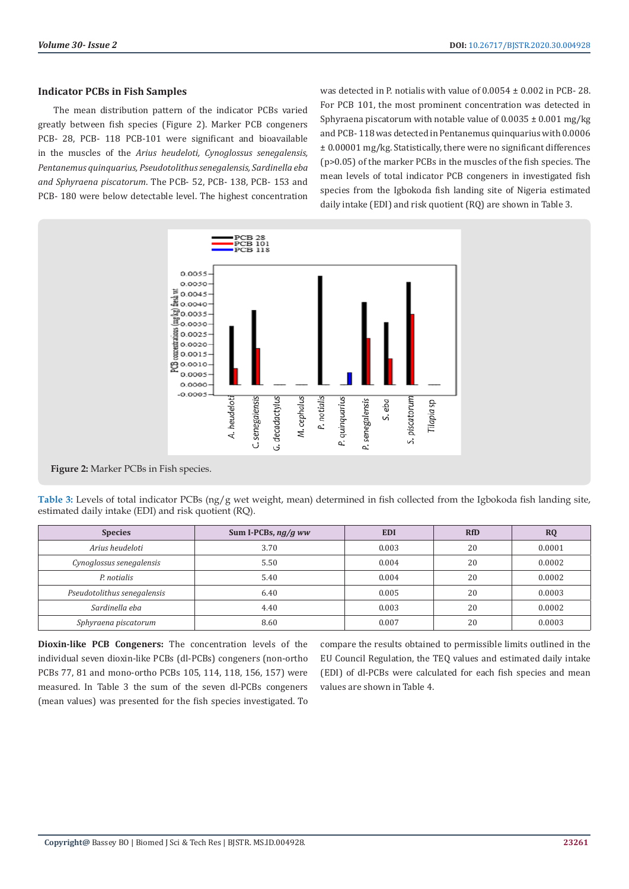### Indicator PCBs in Fish Samples

The mean distribution pattern of the indicator PCBs varied greatly between fish species (Figure 2). Marker PCB congeners PCB- 28, PCB- 118 PCB-101 were significant and bioavailable in the muscles of the *Arius heudeloti, Cynoglossus senegalensis, Pentanemus quinquarius, Pseudotolithus senegalensis, Sardinella eba and Sphyraena piscatorum*. The PCB- 52, PCB- 138, PCB- 153 and PCB- 180 were below detectable level. The highest concentration was detected in P. notialis with value of 0.0054 ± 0.002 in PCB- 28. For PCB 101, the most prominent concentration was detected in Sphyraena piscatorum with notable value of 0.0035 ± 0.001 mg/kg and PCB- 118 was detected in Pentanemus quinquarius with 0.0006 ± 0.00001 mg/kg. Statistically, there were no significant differences (p>0.05) of the marker PCBs in the muscles of the fish species. The mean levels of total indicator PCB congeners in investigated fish species from the Igbokoda fish landing site of Nigeria estimated daily intake (EDI) and risk quotient (RQ) are shown in Table 3.

**Figure 2:** Marker PCBs in Fish species.

**Table 3:** Levels of total indicator PCBs (ng/g wet weight, mean) determined in fish collected from the Igbokoda fish landing site, estimated daily intake (EDI) and risk quotient (RQ).

| Species | Sum I-PCBs, *ng/g ww* | EDI | RfD | RQ |
|---|---|---|---|---|
| *Arius heudeloti* | 3.70 | 0.003 | 20 | 0.0001 |
| *Cynoglossus senegalensis* | 5.50 | 0.004 | 20 | 0.0002 |
| *P. notialis* | 5.40 | 0.004 | 20 | 0.0002 |
| *Pseudotolithus senegalensis* | 6.40 | 0.005 | 20 | 0.0003 |
| *Sardinella eba* | 4.40 | 0.003 | 20 | 0.0002 |
| *Sphyraena piscatorum* | 8.60 | 0.007 | 20 | 0.0003 |

**Dioxin-like PCB Congeners:** The concentration levels of the individual seven dioxin-like PCBs (dl-PCBs) congeners (non-ortho PCBs 77, 81 and mono-ortho PCBs 105, 114, 118, 156, 157) were measured. In Table 3 the sum of the seven dl-PCBs congeners (mean values) was presented for the fish species investigated. To compare the results obtained to permissible limits outlined in the EU Council Regulation, the TEQ values and estimated daily intake (EDI) of dl-PCBs were calculated for each fish species and mean values are shown in Table 4.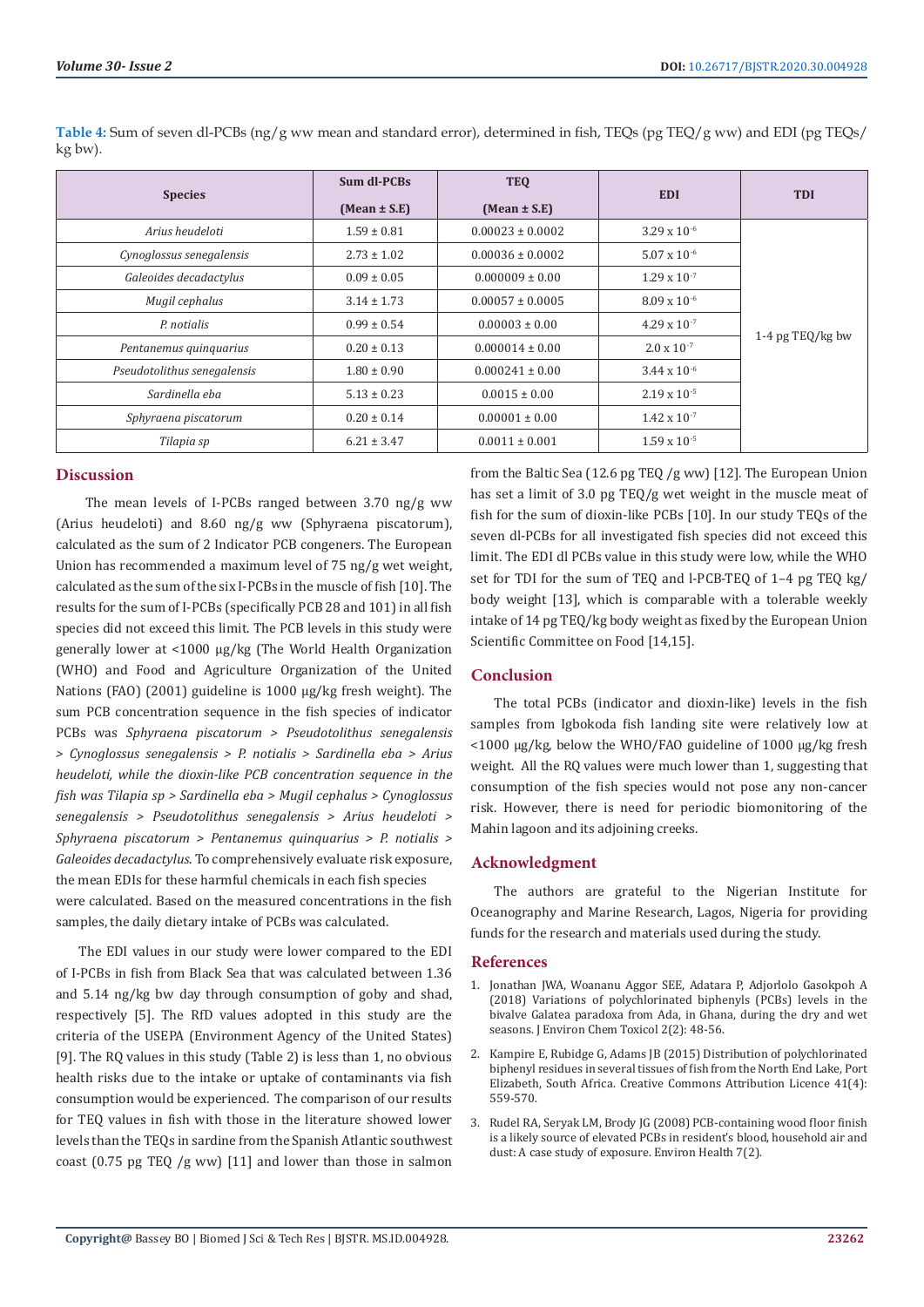**Table 4:** Sum of seven dl-PCBs (ng/g ww mean and standard error), determined in fish, TEQs (pg TEQ/g ww) and EDI (pg TEQs/kg bw).

| Species | Sum dl-PCBs (Mean ± S.E) | TEQ (Mean ± S.E) | EDI | TDI |
|---|---|---|---|---|
| *Arius heudeloti* | 1.59 ± 0.81 | 0.00023 ± 0.0002 | $3.29 \times 10^{-6}$ | 1-4 pg TEQ/kg bw |
| *Cynoglossus senegalensis* | 2.73 ± 1.02 | 0.00036 ± 0.0002 | $5.07 \times 10^{-6}$ | |
| *Galeoides decadactylus* | 0.09 ± 0.05 | 0.000009 ± 0.00 | $1.29 \times 10^{-7}$ | |
| *Mugil cephalus* | 3.14 ± 1.73 | 0.00057 ± 0.0005 | $8.09 \times 10^{-6}$ | |
| *P. notialis* | 0.99 ± 0.54 | 0.00003 ± 0.00 | $4.29 \times 10^{-7}$ | |
| *Pentanemus quinquarius* | 0.20 ± 0.13 | 0.000014 ± 0.00 | $2.0 \times 10^{-7}$ | |
| *Pseudotolithus senegalensis* | 1.80 ± 0.90 | 0.000241 ± 0.00 | $3.44 \times 10^{-6}$ | |
| *Sardinella eba* | 5.13 ± 0.23 | 0.0015 ± 0.00 | $2.19 \times 10^{-5}$ | |
| *Sphyraena piscatorum* | 0.20 ± 0.14 | 0.00001 ± 0.00 | $1.42 \times 10^{-7}$ | |
| *Tilapia sp* | 6.21 ± 3.47 | 0.0011 ± 0.001 | $1.59 \times 10^{-5}$ | |

## Discussion

The mean levels of I-PCBs ranged between 3.70 ng/g ww (Arius heudeloti) and 8.60 ng/g ww (Sphyraena piscatorum), calculated as the sum of 2 Indicator PCB congeners. The European Union has recommended a maximum level of 75 ng/g wet weight, calculated as the sum of the six I-PCBs in the muscle of fish [10]. The results for the sum of I-PCBs (specifically PCB 28 and 101) in all fish species did not exceed this limit. The PCB levels in this study were generally lower at <1000 µg/kg (The World Health Organization (WHO) and Food and Agriculture Organization of the United Nations (FAO) (2001) guideline is 1000 µg/kg fresh weight). The sum PCB concentration sequence in the fish species of indicator PCBs was *Sphyraena piscatorum > Pseudotolithus senegalensis > Cynoglossus senegalensis > P. notialis > Sardinella eba > Arius heudeloti, while the dioxin-like PCB concentration sequence in the fish was Tilapia sp > Sardinella eba > Mugil cephalus > Cynoglossus senegalensis > Pseudotolithus senegalensis > Arius heudeloti > Sphyraena piscatorum > Pentanemus quinquarius > P. notialis > Galeoides decadactylus*. To comprehensively evaluate risk exposure, the mean EDIs for these harmful chemicals in each fish species were calculated. Based on the measured concentrations in the fish samples, the daily dietary intake of PCBs was calculated.

The EDI values in our study were lower compared to the EDI of I-PCBs in fish from Black Sea that was calculated between 1.36 and 5.14 ng/kg bw day through consumption of goby and shad, respectively [5]. The RfD values adopted in this study are the criteria of the USEPA (Environment Agency of the United States) [9]. The RQ values in this study (Table 2) is less than 1, no obvious health risks due to the intake or uptake of contaminants via fish consumption would be experienced. The comparison of our results for TEQ values in fish with those in the literature showed lower levels than the TEQs in sardine from the Spanish Atlantic southwest coast (0.75 pg TEQ /g ww) [11] and lower than those in salmon from the Baltic Sea (12.6 pg TEQ /g ww) [12]. The European Union has set a limit of 3.0 pg TEQ/g wet weight in the muscle meat of fish for the sum of dioxin-like PCBs [10]. In our study TEQs of the seven dl-PCBs for all investigated fish species did not exceed this limit. The EDI dl PCBs value in this study were low, while the WHO set for TDI for the sum of TEQ and l-PCB-TEQ of 1–4 pg TEQ kg/body weight [13], which is comparable with a tolerable weekly intake of 14 pg TEQ/kg body weight as fixed by the European Union Scientific Committee on Food [14,15].

## Conclusion

The total PCBs (indicator and dioxin-like) levels in the fish samples from Igbokoda fish landing site were relatively low at <1000 µg/kg, below the WHO/FAO guideline of 1000 µg/kg fresh weight. All the RQ values were much lower than 1, suggesting that consumption of the fish species would not pose any non-cancer risk. However, there is need for periodic biomonitoring of the Mahin lagoon and its adjoining creeks.

## Acknowledgment

The authors are grateful to the Nigerian Institute for Oceanography and Marine Research, Lagos, Nigeria for providing funds for the research and materials used during the study.

## References

1. Jonathan JWA, Woananu Aggor SEE, Adatara P, Adjorlolo Gasokpoh A (2018) Variations of polychlorinated biphenyls (PCBs) levels in the bivalve Galatea paradoxa from Ada, in Ghana, during the dry and wet seasons. J Environ Chem Toxicol 2(2): 48-56.
2. Kampire E, Rubidge G, Adams JB (2015) Distribution of polychlorinated biphenyl residues in several tissues of fish from the North End Lake, Port Elizabeth, South Africa. Creative Commons Attribution Licence 41(4): 559-570.
3. Rudel RA, Seryak LM, Brody JG (2008) PCB-containing wood floor finish is a likely source of elevated PCBs in resident's blood, household air and dust: A case study of exposure. Environ Health 7(2).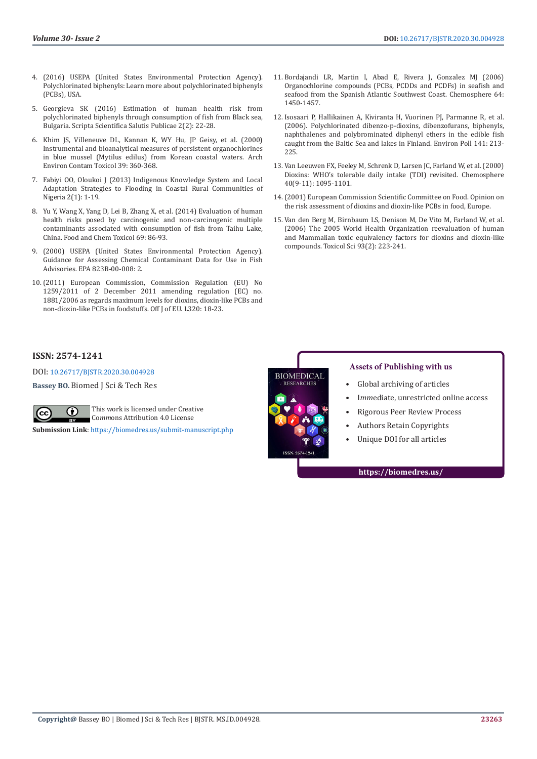4. (2016) USEPA (United States Environmental Protection Agency). Polychlorinated biphenyls: Learn more about polychlorinated biphenyls (PCBs), USA.

5. Georgieva SK (2016) Estimation of human health risk from polychlorinated biphenyls through consumption of fish from Black sea, Bulgaria. Scripta Scientifica Salutis Publicae 2(2): 22-28.

6. Khim JS, Villeneuve DL, Kannan K, WY Hu, JP Geisy, et al. (2000) Instrumental and bioanalytical measures of persistent organochlorines in blue mussel (Mytilus edilus) from Korean coastal waters. Arch Environ Contam Toxicol 39: 360-368.

7. Fabiyi OO, Oloukoi J (2013) Indigenous Knowledge System and Local Adaptation Strategies to Flooding in Coastal Rural Communities of Nigeria 2(1): 1-19.

8. Yu Y, Wang X, Yang D, Lei B, Zhang X, et al. (2014) Evaluation of human health risks posed by carcinogenic and non-carcinogenic multiple contaminants associated with consumption of fish from Taihu Lake, China. Food and Chem Toxicol 69: 86-93.

9. (2000) USEPA (United States Environmental Protection Agency). Guidance for Assessing Chemical Contaminant Data for Use in Fish Advisories. EPA 823B-00-008: 2.

10. (2011) European Commission, Commission Regulation (EU) No 1259/2011 of 2 December 2011 amending regulation (EC) no. 1881/2006 as regards maximum levels for dioxins, dioxin-like PCBs and non-dioxin-like PCBs in foodstuffs. Off J of EU. L320: 18-23.

11. Bordajandi LR, Martin I, Abad E, Rivera J, Gonzalez MJ (2006) Organochlorine compounds (PCBs, PCDDs and PCDFs) in seafish and seafood from the Spanish Atlantic Southwest Coast. Chemosphere 64: 1450-1457.

12. Isosaari P, Hallikainen A, Kiviranta H, Vuorinen PJ, Parmanne R, et al. (2006). Polychlorinated dibenzo-p-dioxins, dibenzofurans, biphenyls, naphthalenes and polybrominated diphenyl ethers in the edible fish caught from the Baltic Sea and lakes in Finland. Environ Poll 141: 213-225.

13. Van Leeuwen FX, Feeley M, Schrenk D, Larsen JC, Farland W, et al. (2000) Dioxins: WHO's tolerable daily intake (TDI) revisited. Chemosphere 40(9-11): 1095-1101.

14. (2001) European Commission Scientific Committee on Food. Opinion on the risk assessment of dioxins and dioxin-like PCBs in food, Europe.

15. Van den Berg M, Birnbaum LS, Denison M, De Vito M, Farland W, et al. (2006) The 2005 World Health Organization reevaluation of human and Mammalian toxic equivalency factors for dioxins and dioxin-like compounds. Toxicol Sci 93(2): 223-241.

**ISSN: 2574-1241**

DOI: 10.26717/BJSTR.2020.30.004928

**Bassey BO.** Biomed J Sci & Tech Res

This work is licensed under Creative Commons Attribution 4.0 License

**Submission Link**: https://biomedres.us/submit-manuscript.php

**Assets of Publishing with us**

- Global archiving of articles
- Immediate, unrestricted online access
- Rigorous Peer Review Process
- Authors Retain Copyrights
- Unique DOI for all articles

**https://biomedres.us/**